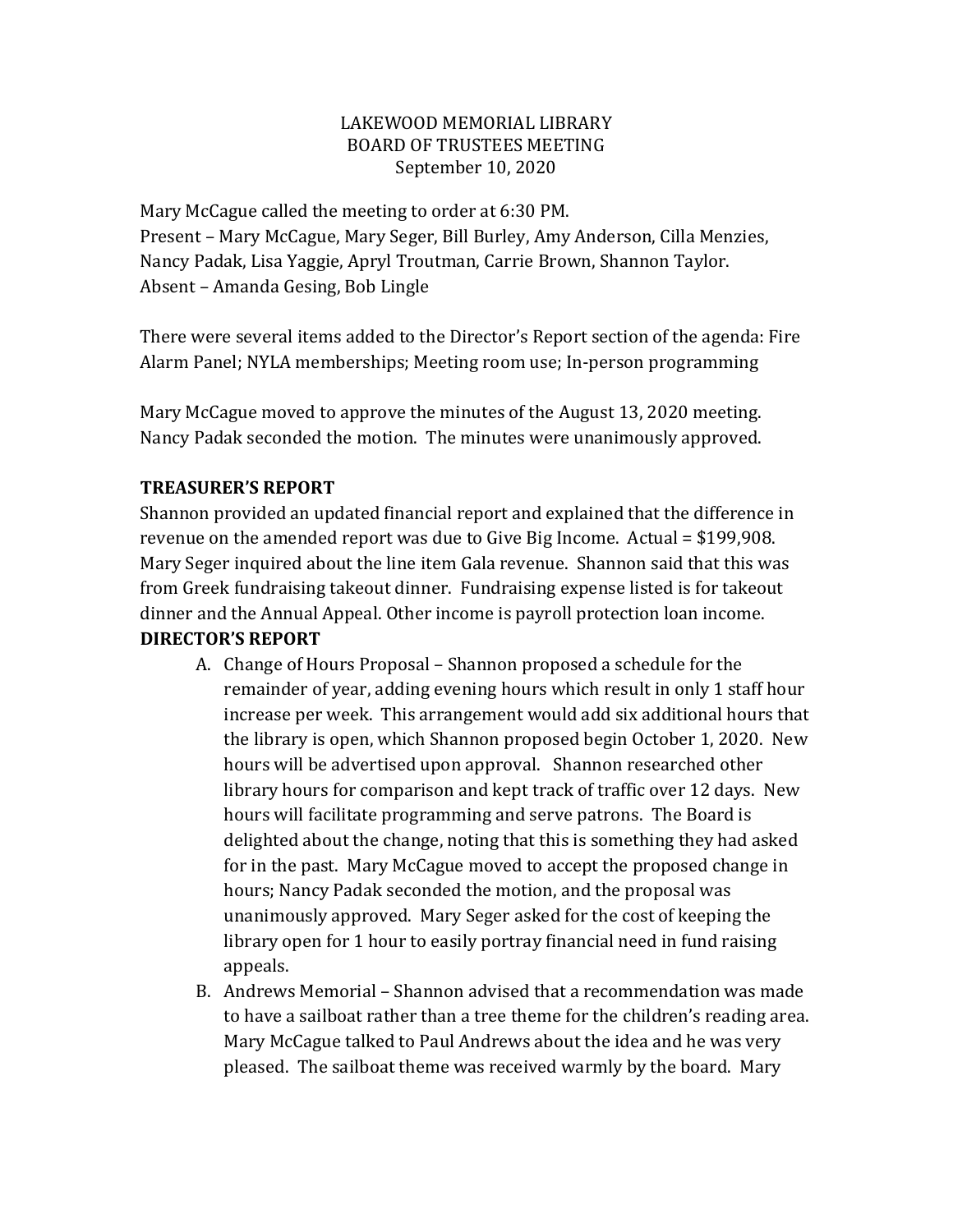LAKEWOOD MEMORIAL LIBRARY
BOARD OF TRUSTEES MEETING
September 10, 2020

Mary McCague called the meeting to order at 6:30 PM.
Present – Mary McCague, Mary Seger, Bill Burley, Amy Anderson, Cilla Menzies, Nancy Padak, Lisa Yaggie, Apryl Troutman, Carrie Brown, Shannon Taylor.
Absent – Amanda Gesing, Bob Lingle

There were several items added to the Director's Report section of the agenda: Fire Alarm Panel; NYLA memberships; Meeting room use; In-person programming

Mary McCague moved to approve the minutes of the August 13, 2020 meeting. Nancy Padak seconded the motion. The minutes were unanimously approved.

**TREASURER'S REPORT**

Shannon provided an updated financial report and explained that the difference in revenue on the amended report was due to Give Big Income. Actual = $199,908. Mary Seger inquired about the line item Gala revenue. Shannon said that this was from Greek fundraising takeout dinner. Fundraising expense listed is for takeout dinner and the Annual Appeal. Other income is payroll protection loan income.

**DIRECTOR'S REPORT**

A. Change of Hours Proposal – Shannon proposed a schedule for the remainder of year, adding evening hours which result in only 1 staff hour increase per week. This arrangement would add six additional hours that the library is open, which Shannon proposed begin October 1, 2020. New hours will be advertised upon approval. Shannon researched other library hours for comparison and kept track of traffic over 12 days. New hours will facilitate programming and serve patrons. The Board is delighted about the change, noting that this is something they had asked for in the past. Mary McCague moved to accept the proposed change in hours; Nancy Padak seconded the motion, and the proposal was unanimously approved. Mary Seger asked for the cost of keeping the library open for 1 hour to easily portray financial need in fund raising appeals.

B. Andrews Memorial – Shannon advised that a recommendation was made to have a sailboat rather than a tree theme for the children's reading area. Mary McCague talked to Paul Andrews about the idea and he was very pleased. The sailboat theme was received warmly by the board. Mary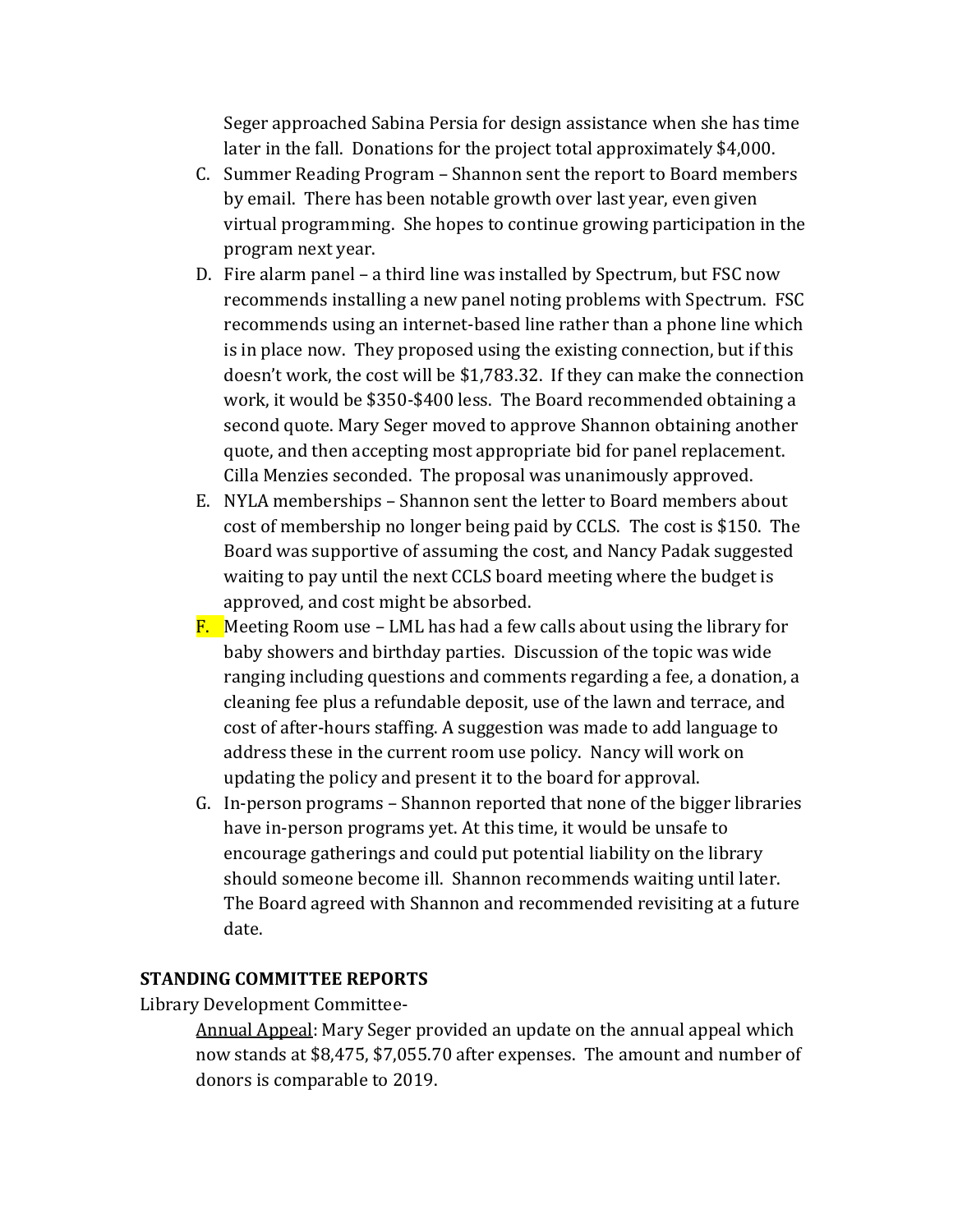Seger approached Sabina Persia for design assistance when she has time later in the fall. Donations for the project total approximately $4,000.

C. Summer Reading Program – Shannon sent the report to Board members by email. There has been notable growth over last year, even given virtual programming. She hopes to continue growing participation in the program next year.

D. Fire alarm panel – a third line was installed by Spectrum, but FSC now recommends installing a new panel noting problems with Spectrum. FSC recommends using an internet-based line rather than a phone line which is in place now. They proposed using the existing connection, but if this doesn't work, the cost will be $1,783.32. If they can make the connection work, it would be $350-$400 less. The Board recommended obtaining a second quote. Mary Seger moved to approve Shannon obtaining another quote, and then accepting most appropriate bid for panel replacement. Cilla Menzies seconded. The proposal was unanimously approved.

E. NYLA memberships – Shannon sent the letter to Board members about cost of membership no longer being paid by CCLS. The cost is $150. The Board was supportive of assuming the cost, and Nancy Padak suggested waiting to pay until the next CCLS board meeting where the budget is approved, and cost might be absorbed.

F. Meeting Room use – LML has had a few calls about using the library for baby showers and birthday parties. Discussion of the topic was wide ranging including questions and comments regarding a fee, a donation, a cleaning fee plus a refundable deposit, use of the lawn and terrace, and cost of after-hours staffing. A suggestion was made to add language to address these in the current room use policy. Nancy will work on updating the policy and present it to the board for approval.

G. In-person programs – Shannon reported that none of the bigger libraries have in-person programs yet. At this time, it would be unsafe to encourage gatherings and could put potential liability on the library should someone become ill. Shannon recommends waiting until later. The Board agreed with Shannon and recommended revisiting at a future date.

**STANDING COMMITTEE REPORTS**

Library Development Committee-

Annual Appeal: Mary Seger provided an update on the annual appeal which now stands at $8,475, $7,055.70 after expenses. The amount and number of donors is comparable to 2019.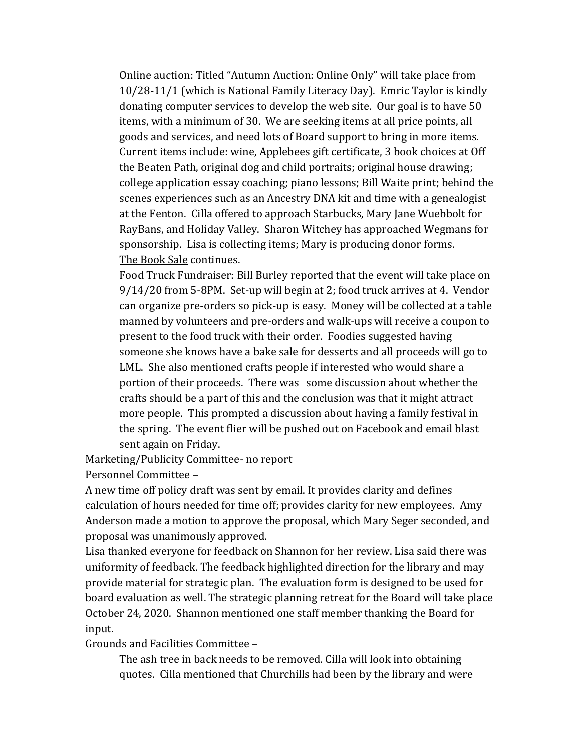Online auction: Titled "Autumn Auction: Online Only" will take place from 10/28-11/1 (which is National Family Literacy Day). Emric Taylor is kindly donating computer services to develop the web site. Our goal is to have 50 items, with a minimum of 30. We are seeking items at all price points, all goods and services, and need lots of Board support to bring in more items. Current items include: wine, Applebees gift certificate, 3 book choices at Off the Beaten Path, original dog and child portraits; original house drawing; college application essay coaching; piano lessons; Bill Waite print; behind the scenes experiences such as an Ancestry DNA kit and time with a genealogist at the Fenton. Cilla offered to approach Starbucks, Mary Jane Wuebbolt for RayBans, and Holiday Valley. Sharon Witchey has approached Wegmans for sponsorship. Lisa is collecting items; Mary is producing donor forms.

The Book Sale continues.

Food Truck Fundraiser: Bill Burley reported that the event will take place on 9/14/20 from 5-8PM. Set-up will begin at 2; food truck arrives at 4. Vendor can organize pre-orders so pick-up is easy. Money will be collected at a table manned by volunteers and pre-orders and walk-ups will receive a coupon to present to the food truck with their order. Foodies suggested having someone she knows have a bake sale for desserts and all proceeds will go to LML. She also mentioned crafts people if interested who would share a portion of their proceeds. There was some discussion about whether the crafts should be a part of this and the conclusion was that it might attract more people. This prompted a discussion about having a family festival in the spring. The event flier will be pushed out on Facebook and email blast sent again on Friday.

Marketing/Publicity Committee- no report

Personnel Committee –

A new time off policy draft was sent by email. It provides clarity and defines calculation of hours needed for time off; provides clarity for new employees. Amy Anderson made a motion to approve the proposal, which Mary Seger seconded, and proposal was unanimously approved.

Lisa thanked everyone for feedback on Shannon for her review. Lisa said there was uniformity of feedback. The feedback highlighted direction for the library and may provide material for strategic plan. The evaluation form is designed to be used for board evaluation as well. The strategic planning retreat for the Board will take place October 24, 2020. Shannon mentioned one staff member thanking the Board for input.

Grounds and Facilities Committee –

The ash tree in back needs to be removed. Cilla will look into obtaining quotes. Cilla mentioned that Churchills had been by the library and were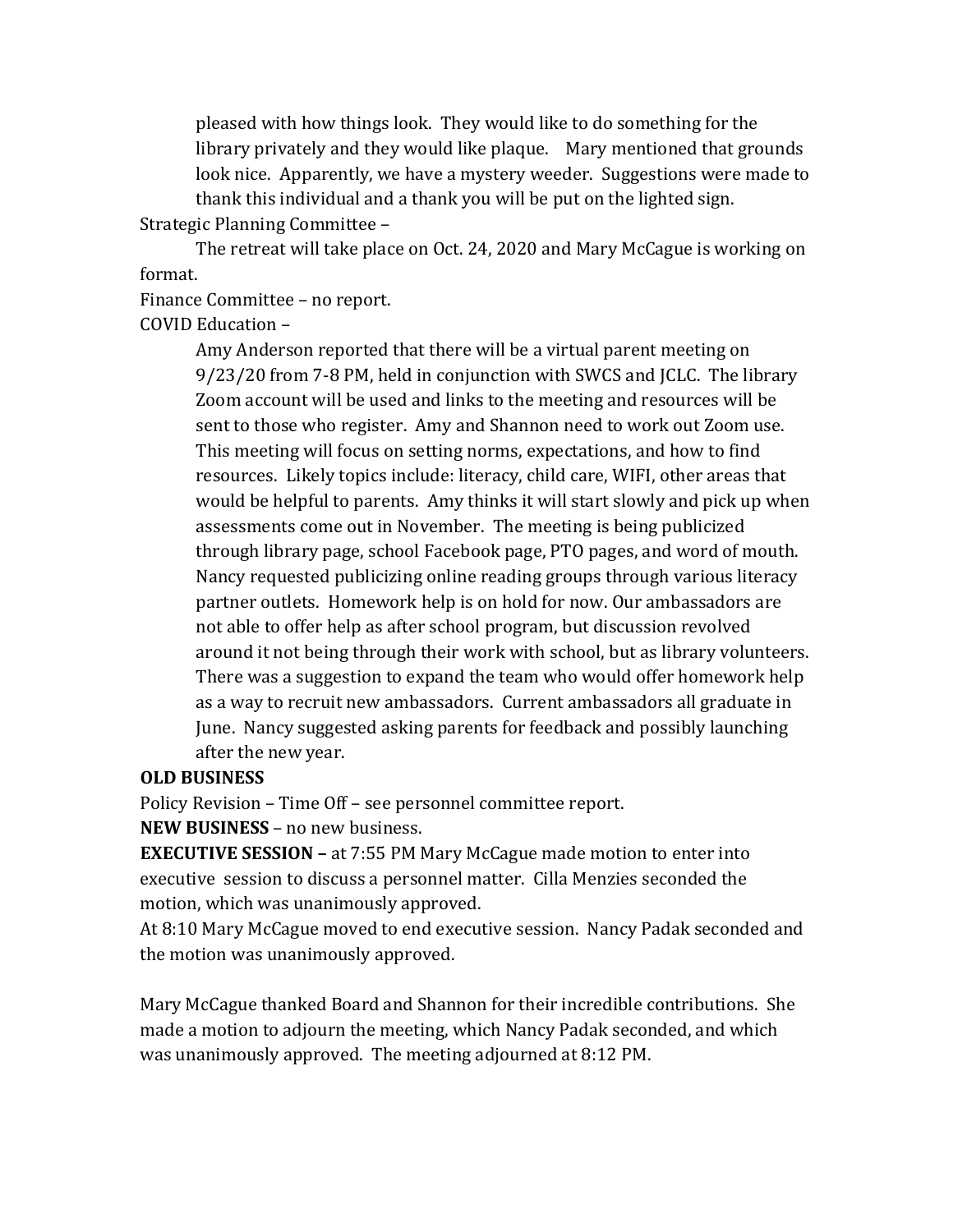pleased with how things look. They would like to do something for the library privately and they would like plaque. Mary mentioned that grounds look nice. Apparently, we have a mystery weeder. Suggestions were made to thank this individual and a thank you will be put on the lighted sign.

Strategic Planning Committee –

The retreat will take place on Oct. 24, 2020 and Mary McCague is working on format.

Finance Committee – no report.

COVID Education –

Amy Anderson reported that there will be a virtual parent meeting on 9/23/20 from 7-8 PM, held in conjunction with SWCS and JCLC. The library Zoom account will be used and links to the meeting and resources will be sent to those who register. Amy and Shannon need to work out Zoom use. This meeting will focus on setting norms, expectations, and how to find resources. Likely topics include: literacy, child care, WIFI, other areas that would be helpful to parents. Amy thinks it will start slowly and pick up when assessments come out in November. The meeting is being publicized through library page, school Facebook page, PTO pages, and word of mouth. Nancy requested publicizing online reading groups through various literacy partner outlets. Homework help is on hold for now. Our ambassadors are not able to offer help as after school program, but discussion revolved around it not being through their work with school, but as library volunteers. There was a suggestion to expand the team who would offer homework help as a way to recruit new ambassadors. Current ambassadors all graduate in June. Nancy suggested asking parents for feedback and possibly launching after the new year.

**OLD BUSINESS**

Policy Revision – Time Off – see personnel committee report.

**NEW BUSINESS** – no new business.

**EXECUTIVE SESSION –** at 7:55 PM Mary McCague made motion to enter into executive session to discuss a personnel matter. Cilla Menzies seconded the motion, which was unanimously approved.

At 8:10 Mary McCague moved to end executive session. Nancy Padak seconded and the motion was unanimously approved.

Mary McCague thanked Board and Shannon for their incredible contributions. She made a motion to adjourn the meeting, which Nancy Padak seconded, and which was unanimously approved. The meeting adjourned at 8:12 PM.